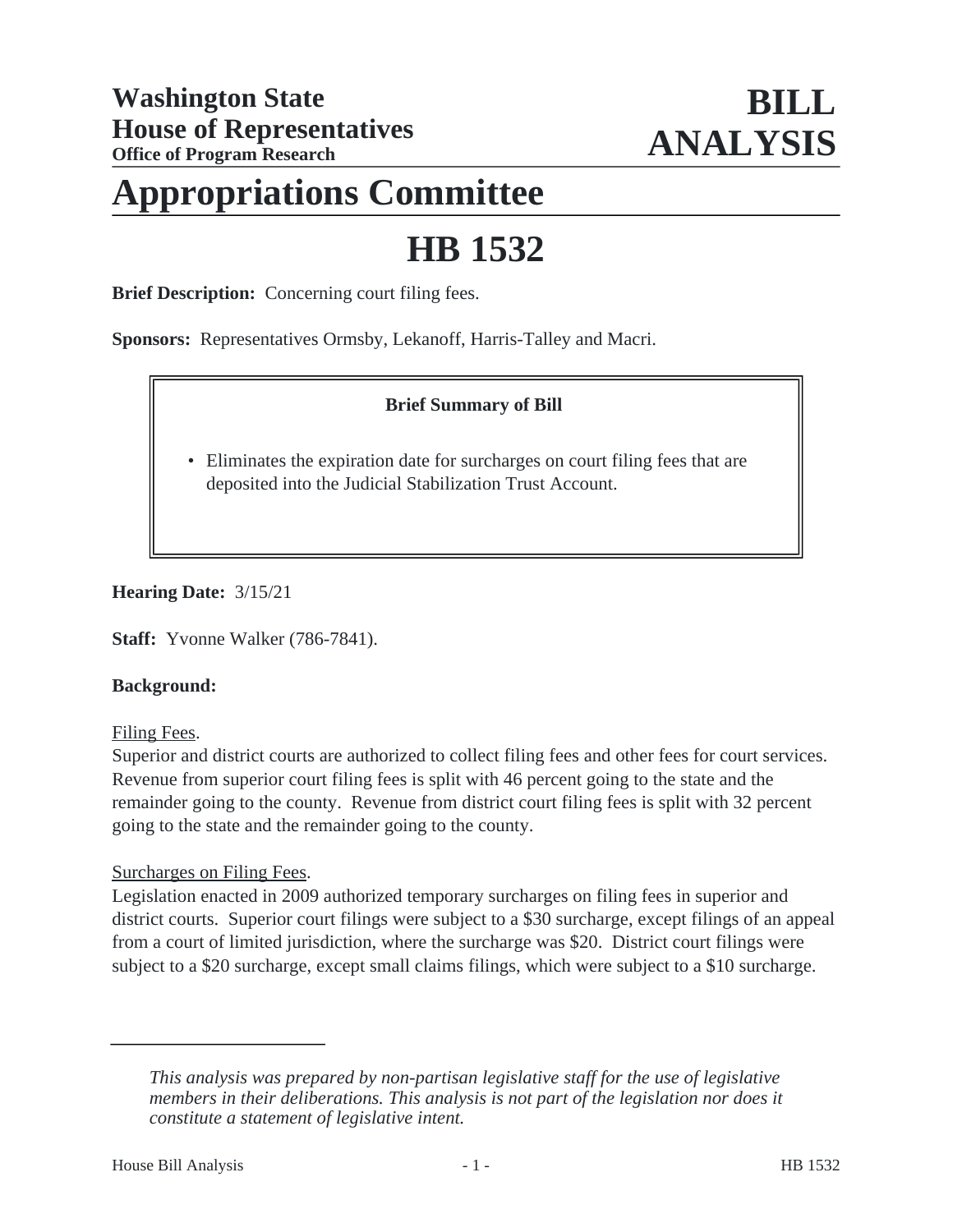**Washington State House of Representatives**
**Office of Program Research**

# BILL ANALYSIS

# Appropriations Committee

# HB 1532

**Brief Description:** Concerning court filing fees.

**Sponsors:** Representatives Ormsby, Lekanoff, Harris-Talley and Macri.

**Brief Summary of Bill**

- Eliminates the expiration date for surcharges on court filing fees that are deposited into the Judicial Stabilization Trust Account.

**Hearing Date:** 3/15/21

**Staff:** Yvonne Walker (786-7841).

**Background:**

Filing Fees.
Superior and district courts are authorized to collect filing fees and other fees for court services. Revenue from superior court filing fees is split with 46 percent going to the state and the remainder going to the county. Revenue from district court filing fees is split with 32 percent going to the state and the remainder going to the county.

Surcharges on Filing Fees.
Legislation enacted in 2009 authorized temporary surcharges on filing fees in superior and district courts. Superior court filings were subject to a $30 surcharge, except filings of an appeal from a court of limited jurisdiction, where the surcharge was $20. District court filings were subject to a $20 surcharge, except small claims filings, which were subject to a $10 surcharge.

---

*This analysis was prepared by non-partisan legislative staff for the use of legislative members in their deliberations. This analysis is not part of the legislation nor does it constitute a statement of legislative intent.*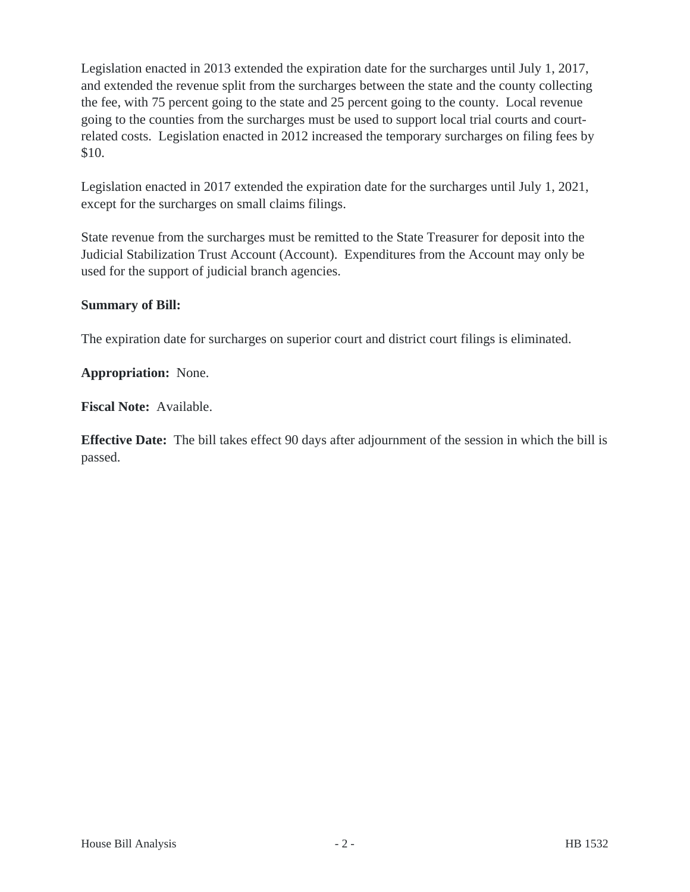Legislation enacted in 2013 extended the expiration date for the surcharges until July 1, 2017, and extended the revenue split from the surcharges between the state and the county collecting the fee, with 75 percent going to the state and 25 percent going to the county. Local revenue going to the counties from the surcharges must be used to support local trial courts and court-related costs. Legislation enacted in 2012 increased the temporary surcharges on filing fees by $10.

Legislation enacted in 2017 extended the expiration date for the surcharges until July 1, 2021, except for the surcharges on small claims filings.

State revenue from the surcharges must be remitted to the State Treasurer for deposit into the Judicial Stabilization Trust Account (Account). Expenditures from the Account may only be used for the support of judicial branch agencies.

**Summary of Bill:**

The expiration date for surcharges on superior court and district court filings is eliminated.

**Appropriation:** None.

**Fiscal Note:** Available.

**Effective Date:** The bill takes effect 90 days after adjournment of the session in which the bill is passed.